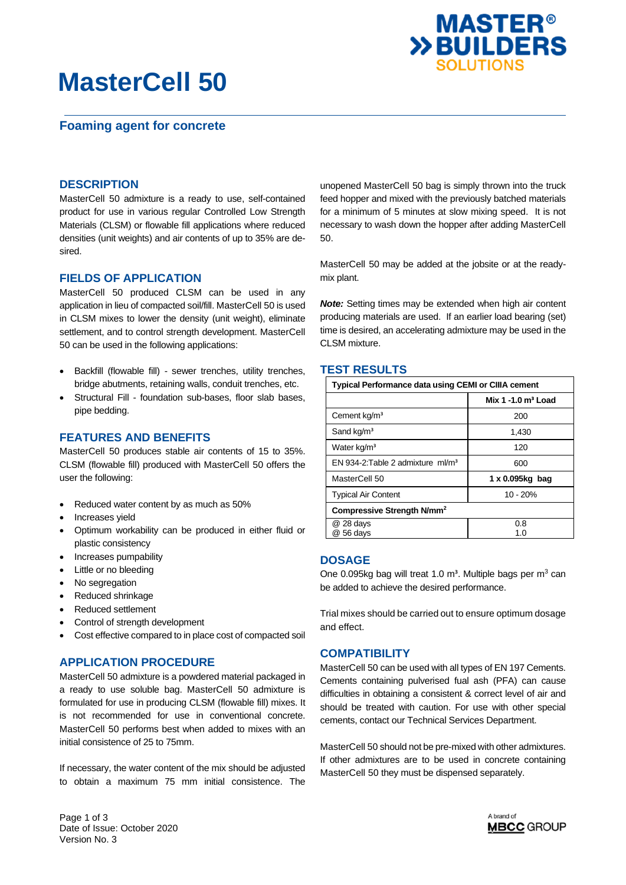# MasterCell 50

## Foaming agent for concrete

### DESCRIPTION

MasterCell 50 admixture is a ready to use, self-contained product for use in various regular Controlled Low Strength Materials (CLSM) or flowable fill applications where reduced densities (unit weights) and air contents of up to 35% are desired.

### FIELDS OF APPLICATION

MasterCell 50 produced CLSM can be used in any application in lieu of compacted soil/fill. MasterCell 50 is used in CLSM mixes to lower the density (unit weight), eliminate settlement, and to control strength development. MasterCell 50 can be used in the following applications:

- Backfill (flowable fill) - sewer trenches, utility trenches, bridge abutments, retaining walls, conduit trenches, etc.
- Structural Fill - foundation sub-bases, floor slab bases, pipe bedding.

### FEATURES AND BENEFITS

MasterCell 50 produces stable air contents of 15 to 35%. CLSM (flowable fill) produced with MasterCell 50 offers the user the following:

- Reduced water content by as much as 50%
- Increases yield
- Optimum workability can be produced in either fluid or plastic consistency
- Increases pumpability
- Little or no bleeding
- No segregation
- Reduced shrinkage
- Reduced settlement
- Control of strength development
- Cost effective compared to in place cost of compacted soil

### APPLICATION PROCEDURE

MasterCell 50 admixture is a powdered material packaged in a ready to use soluble bag. MasterCell 50 admixture is formulated for use in producing CLSM (flowable fill) mixes. It is not recommended for use in conventional concrete. MasterCell 50 performs best when added to mixes with an initial consistence of 25 to 75mm.

If necessary, the water content of the mix should be adjusted to obtain a maximum 75 mm initial consistence. The unopened MasterCell 50 bag is simply thrown into the truck feed hopper and mixed with the previously batched materials for a minimum of 5 minutes at slow mixing speed. It is not necessary to wash down the hopper after adding MasterCell 50.

MasterCell 50 may be added at the jobsite or at the ready-mix plant.

***Note:*** Setting times may be extended when high air content producing materials are used. If an earlier load bearing (set) time is desired, an accelerating admixture may be used in the CLSM mixture.

### TEST RESULTS

| **Typical Performance data using CEMI or CIIIA cement** | |
|---|---|
| | **Mix 1 -1.0 m³ Load** |
| Cement kg/m³ | 200 |
| Sand kg/m³ | 1,430 |
| Water kg/m³ | 120 |
| EN 934-2:Table 2 admixture ml/m³ | 600 |
| MasterCell 50 | **1 x 0.095kg bag** |
| Typical Air Content | 10 - 20% |
| **Compressive Strength N/mm²** | |
| @ 28 days<br>@ 56 days | 0.8<br>1.0 |

### DOSAGE

One 0.095kg bag will treat 1.0 m³. Multiple bags per m³ can be added to achieve the desired performance.

Trial mixes should be carried out to ensure optimum dosage and effect.

### COMPATIBILITY

MasterCell 50 can be used with all types of EN 197 Cements. Cements containing pulverised fual ash (PFA) can cause difficulties in obtaining a consistent & correct level of air and should be treated with caution. For use with other special cements, contact our Technical Services Department.

MasterCell 50 should not be pre-mixed with other admixtures. If other admixtures are to be used in concrete containing MasterCell 50 they must be dispensed separately.

Date of Issue: October 2020
Version No. 3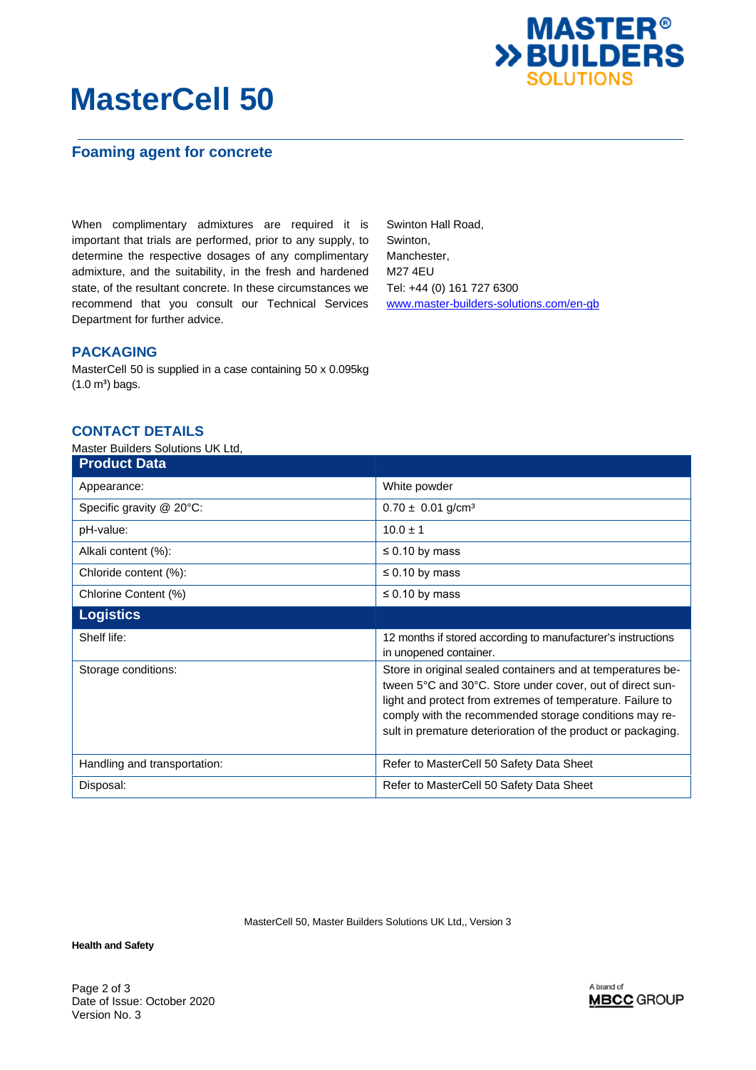# MasterCell 50

## Foaming agent for concrete

When complimentary admixtures are required it is important that trials are performed, prior to any supply, to determine the respective dosages of any complimentary admixture, and the suitability, in the fresh and hardened state, of the resultant concrete. In these circumstances we recommend that you consult our Technical Services Department for further advice.

## PACKAGING

MasterCell 50 is supplied in a case containing 50 x 0.095kg (1.0 m³) bags.

## CONTACT DETAILS

Master Builders Solutions UK Ltd,
Swinton Hall Road,
Swinton,
Manchester,
M27 4EU
Tel: +44 (0) 161 727 6300
www.master-builders-solutions.com/en-gb

| Product Data | |
|---|---|
| Appearance: | White powder |
| Specific gravity @ 20°C: | 0.70 ± 0.01 g/cm³ |
| pH-value: | 10.0 ± 1 |
| Alkali content (%): | ≤ 0.10 by mass |
| Chloride content (%): | ≤ 0.10 by mass |
| Chlorine Content (%) | ≤ 0.10 by mass |
| **Logistics** | |
| Shelf life: | 12 months if stored according to manufacturer's instructions in unopened container. |
| Storage conditions: | Store in original sealed containers and at temperatures between 5°C and 30°C. Store under cover, out of direct sunlight and protect from extremes of temperature. Failure to comply with the recommended storage conditions may result in premature deterioration of the product or packaging. |
| Handling and transportation: | Refer to MasterCell 50 Safety Data Sheet |
| Disposal: | Refer to MasterCell 50 Safety Data Sheet |

MasterCell 50, Master Builders Solutions UK Ltd,, Version 3

**Health and Safety**

Date of Issue: October 2020
Version No. 3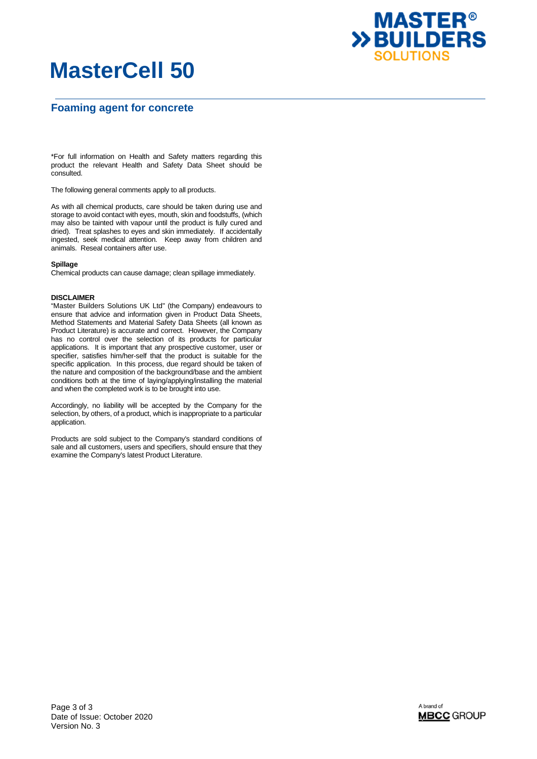# MasterCell 50

## Foaming agent for concrete

*For full information on Health and Safety matters regarding this product the relevant Health and Safety Data Sheet should be consulted.

The following general comments apply to all products.

As with all chemical products, care should be taken during use and storage to avoid contact with eyes, mouth, skin and foodstuffs, (which may also be tainted with vapour until the product is fully cured and dried). Treat splashes to eyes and skin immediately. If accidentally ingested, seek medical attention. Keep away from children and animals. Reseal containers after use.

**Spillage**
Chemical products can cause damage; clean spillage immediately.

**DISCLAIMER**
"Master Builders Solutions UK Ltd" (the Company) endeavours to ensure that advice and information given in Product Data Sheets, Method Statements and Material Safety Data Sheets (all known as Product Literature) is accurate and correct. However, the Company has no control over the selection of its products for particular applications. It is important that any prospective customer, user or specifier, satisfies him/her-self that the product is suitable for the specific application. In this process, due regard should be taken of the nature and composition of the background/base and the ambient conditions both at the time of laying/applying/installing the material and when the completed work is to be brought into use.

Accordingly, no liability will be accepted by the Company for the selection, by others, of a product, which is inappropriate to a particular application.

Products are sold subject to the Company's standard conditions of sale and all customers, users and specifiers, should ensure that they examine the Company's latest Product Literature.

Date of Issue: October 2020
Version No. 3